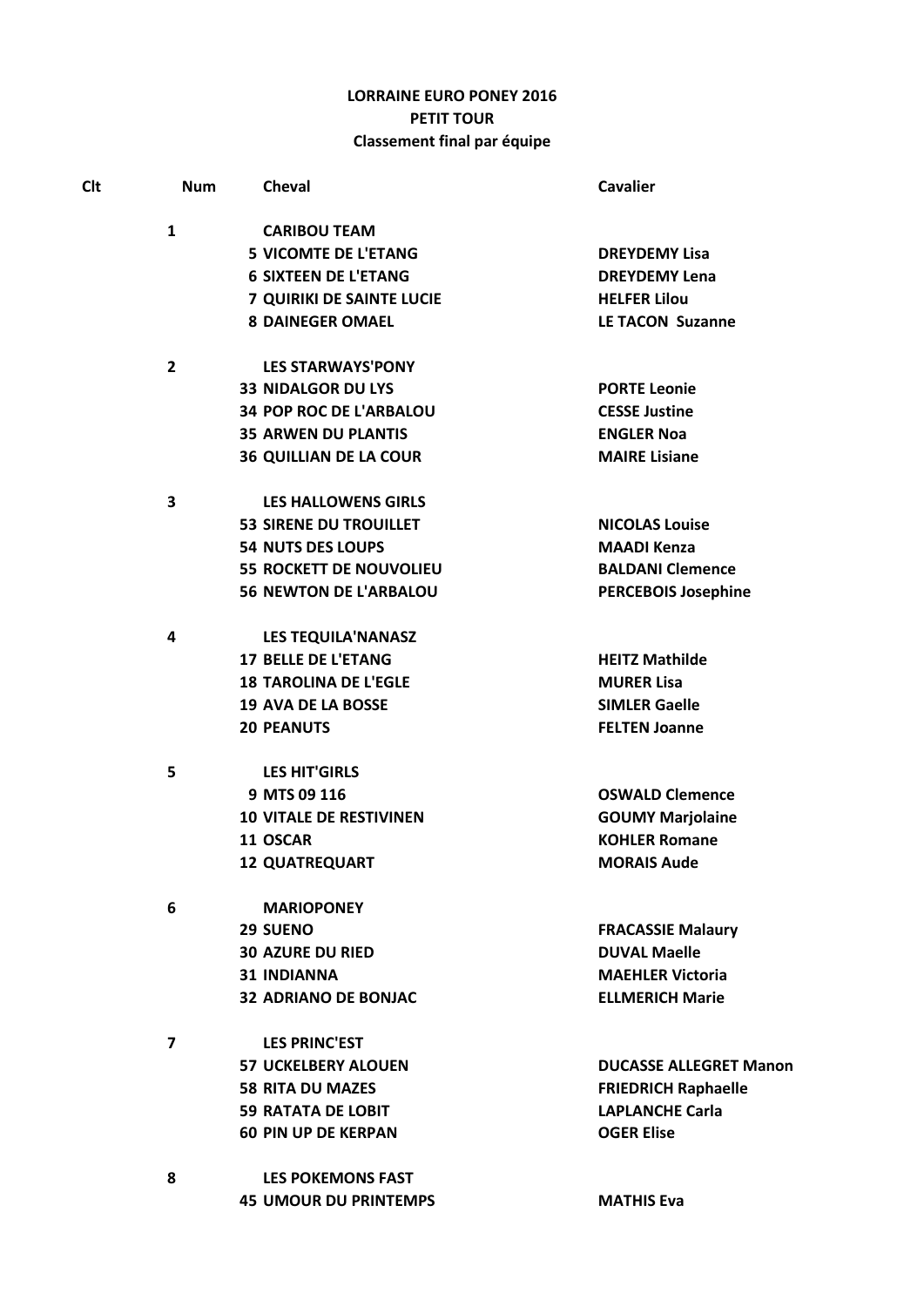# LORRAINE EURO PONEY 2016
## PETIT TOUR
### Classement final par équipe

| Clt | Num | Cheval | Cavalier |
|---|---|---|---|
| 1 | | **CARIBOU TEAM** | |
| | 5 | **VICOMTE DE L'ETANG** | **DREYDEMY Lisa** |
| | 6 | **SIXTEEN DE L'ETANG** | **DREYDEMY Lena** |
| | 7 | **QUIRIKI DE SAINTE LUCIE** | **HELFER Lilou** |
| | 8 | **DAINEGER OMAEL** | **LE TACON Suzanne** |
| 2 | | **LES STARWAYS'PONY** | |
| | 33 | **NIDALGOR DU LYS** | **PORTE Leonie** |
| | 34 | **POP ROC DE L'ARBALOU** | **CESSE Justine** |
| | 35 | **ARWEN DU PLANTIS** | **ENGLER Noa** |
| | 36 | **QUILLIAN DE LA COUR** | **MAIRE Lisiane** |
| 3 | | **LES HALLOWENS GIRLS** | |
| | 53 | **SIRENE DU TROUILLET** | **NICOLAS Louise** |
| | 54 | **NUTS DES LOUPS** | **MAADI Kenza** |
| | 55 | **ROCKETT DE NOUVOLIEU** | **BALDANI Clemence** |
| | 56 | **NEWTON DE L'ARBALOU** | **PERCEBOIS Josephine** |
| 4 | | **LES TEQUILA'NANASZ** | |
| | 17 | **BELLE DE L'ETANG** | **HEITZ Mathilde** |
| | 18 | **TAROLINA DE L'EGLE** | **MURER Lisa** |
| | 19 | **AVA DE LA BOSSE** | **SIMLER Gaelle** |
| | 20 | **PEANUTS** | **FELTEN Joanne** |
| 5 | | **LES HIT'GIRLS** | |
| | 9 | **MTS 09 116** | **OSWALD Clemence** |
| | 10 | **VITALE DE RESTIVINEN** | **GOUMY Marjolaine** |
| | 11 | **OSCAR** | **KOHLER Romane** |
| | 12 | **QUATREQUART** | **MORAIS Aude** |
| 6 | | **MARIOPONEY** | |
| | 29 | **SUENO** | **FRACASSIE Malaury** |
| | 30 | **AZURE DU RIED** | **DUVAL Maelle** |
| | 31 | **INDIANNA** | **MAEHLER Victoria** |
| | 32 | **ADRIANO DE BONJAC** | **ELLMERICH Marie** |
| 7 | | **LES PRINC'EST** | |
| | 57 | **UCKELBERY ALOUEN** | **DUCASSE ALLEGRET Manon** |
| | 58 | **RITA DU MAZES** | **FRIEDRICH Raphaelle** |
| | 59 | **RATATA DE LOBIT** | **LAPLANCHE Carla** |
| | 60 | **PIN UP DE KERPAN** | **OGER Elise** |
| 8 | | **LES POKEMONS FAST** | |
| | 45 | **UMOUR DU PRINTEMPS** | **MATHIS Eva** |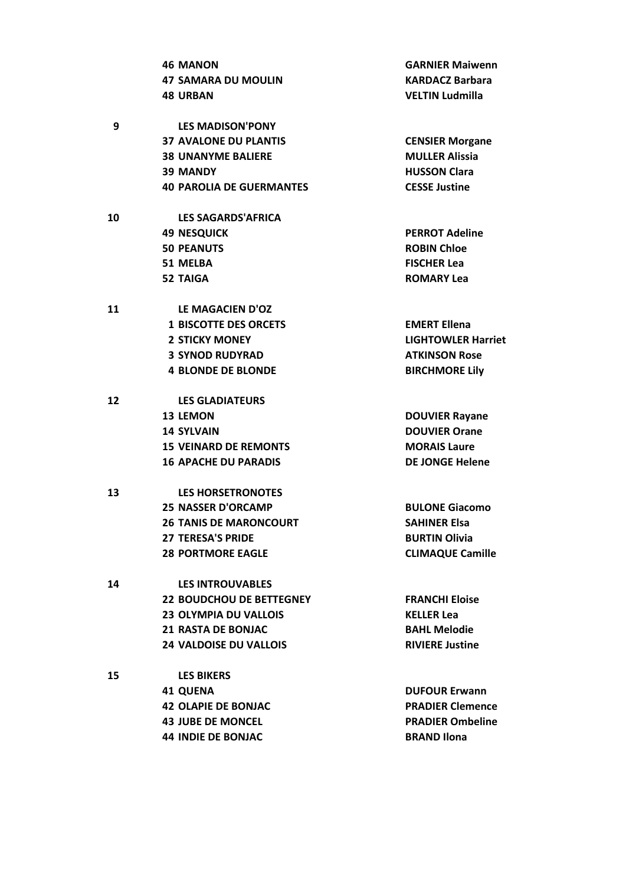| | | |
|---|---|---|
| | **46 MANON** | **GARNIER Maiwenn** |
| | **47 SAMARA DU MOULIN** | **KARDACZ Barbara** |
| | **48 URBAN** | **VELTIN Ludmilla** |
| **9** | **LES MADISON'PONY** | |
| | **37 AVALONE DU PLANTIS** | **CENSIER Morgane** |
| | **38 UNANYME BALIERE** | **MULLER Alissia** |
| | **39 MANDY** | **HUSSON Clara** |
| | **40 PAROLIA DE GUERMANTES** | **CESSE Justine** |
| **10** | **LES SAGARDS'AFRICA** | |
| | **49 NESQUICK** | **PERROT Adeline** |
| | **50 PEANUTS** | **ROBIN Chloe** |
| | **51 MELBA** | **FISCHER Lea** |
| | **52 TAIGA** | **ROMARY Lea** |
| **11** | **LE MAGACIEN D'OZ** | |
| | **1 BISCOTTE DES ORCETS** | **EMERT Ellena** |
| | **2 STICKY MONEY** | **LIGHTOWLER Harriet** |
| | **3 SYNOD RUDYRAD** | **ATKINSON Rose** |
| | **4 BLONDE DE BLONDE** | **BIRCHMORE Lily** |
| **12** | **LES GLADIATEURS** | |
| | **13 LEMON** | **DOUVIER Rayane** |
| | **14 SYLVAIN** | **DOUVIER Orane** |
| | **15 VEINARD DE REMONTS** | **MORAIS Laure** |
| | **16 APACHE DU PARADIS** | **DE JONGE Helene** |
| **13** | **LES HORSETRONOTES** | |
| | **25 NASSER D'ORCAMP** | **BULONE Giacomo** |
| | **26 TANIS DE MARONCOURT** | **SAHINER Elsa** |
| | **27 TERESA'S PRIDE** | **BURTIN Olivia** |
| | **28 PORTMORE EAGLE** | **CLIMAQUE Camille** |
| **14** | **LES INTROUVABLES** | |
| | **22 BOUDCHOU DE BETTEGNEY** | **FRANCHI Eloise** |
| | **23 OLYMPIA DU VALLOIS** | **KELLER Lea** |
| | **21 RASTA DE BONJAC** | **BAHL Melodie** |
| | **24 VALDOISE DU VALLOIS** | **RIVIERE Justine** |
| **15** | **LES BIKERS** | |
| | **41 QUENA** | **DUFOUR Erwann** |
| | **42 OLAPIE DE BONJAC** | **PRADIER Clemence** |
| | **43 JUBE DE MONCEL** | **PRADIER Ombeline** |
| | **44 INDIE DE BONJAC** | **BRAND Ilona** |